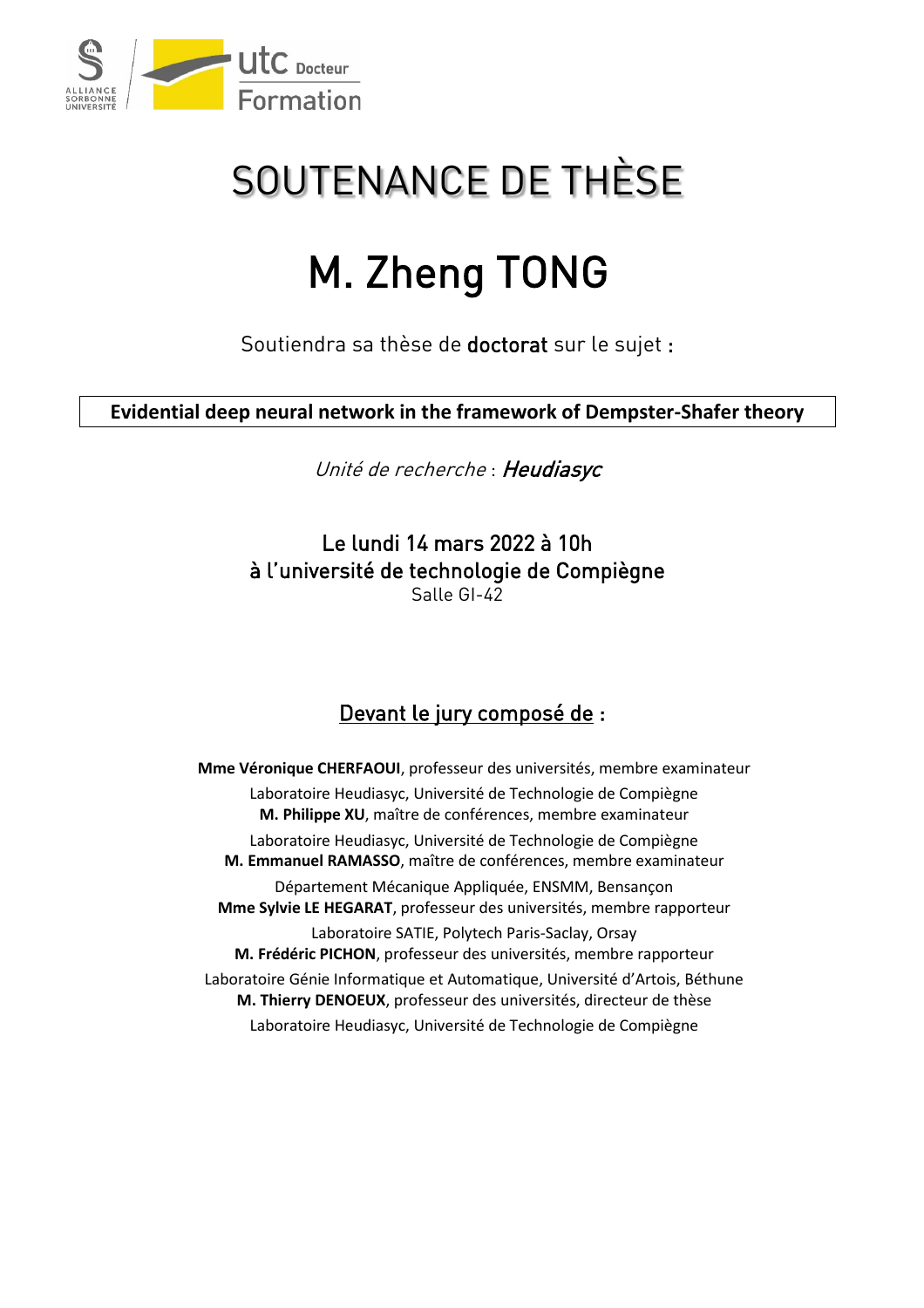# SOUTENANCE DE THÈSE

# M. Zheng TONG

Soutiendra sa thèse de **doctorat** sur le sujet :

**Evidential deep neural network in the framework of Dempster-Shafer theory**

*Unité de recherche* : ***Heudiasyc***

**Le lundi 14 mars 2022 à 10h**
**à l'université de technologie de Compiègne**
Salle GI-42

## Devant le jury composé de :

**Mme Véronique CHERFAOUI**, professeur des universités, membre examinateur
Laboratoire Heudiasyc, Université de Technologie de Compiègne

**M. Philippe XU**, maître de conférences, membre examinateur
Laboratoire Heudiasyc, Université de Technologie de Compiègne

**M. Emmanuel RAMASSO**, maître de conférences, membre examinateur
Département Mécanique Appliquée, ENSMM, Bensançon

**Mme Sylvie LE HEGARAT**, professeur des universités, membre rapporteur
Laboratoire SATIE, Polytech Paris-Saclay, Orsay

**M. Frédéric PICHON**, professeur des universités, membre rapporteur
Laboratoire Génie Informatique et Automatique, Université d'Artois, Béthune

**M. Thierry DENOEUX**, professeur des universités, directeur de thèse
Laboratoire Heudiasyc, Université de Technologie de Compiègne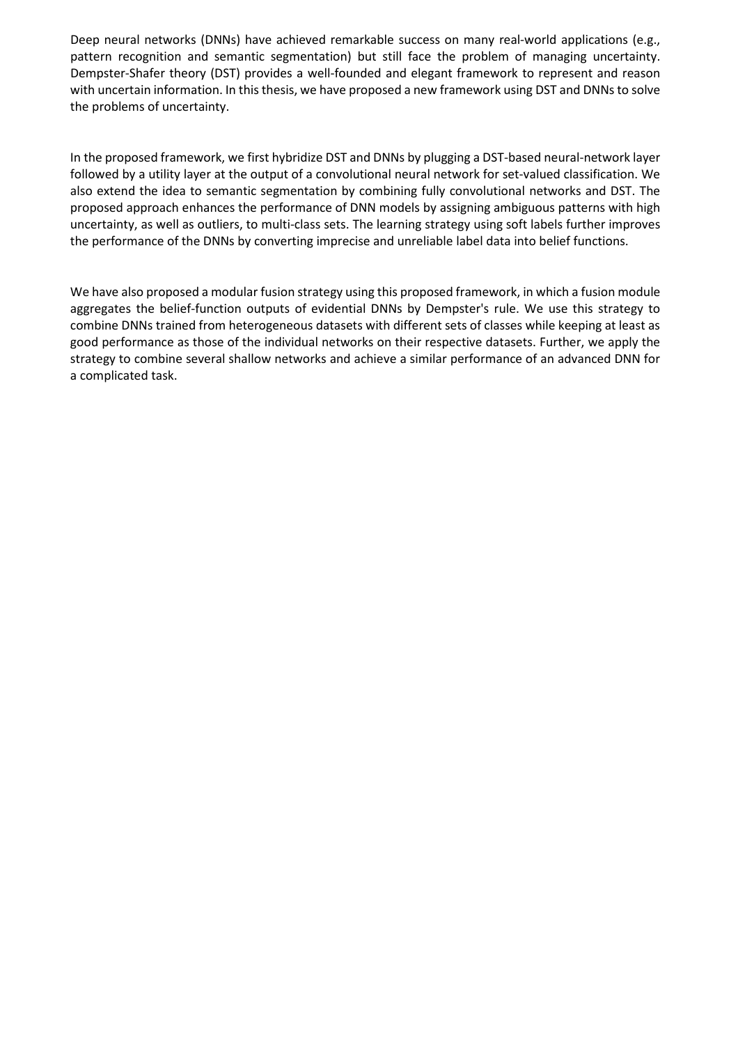Deep neural networks (DNNs) have achieved remarkable success on many real-world applications (e.g., pattern recognition and semantic segmentation) but still face the problem of managing uncertainty. Dempster-Shafer theory (DST) provides a well-founded and elegant framework to represent and reason with uncertain information. In this thesis, we have proposed a new framework using DST and DNNs to solve the problems of uncertainty.

In the proposed framework, we first hybridize DST and DNNs by plugging a DST-based neural-network layer followed by a utility layer at the output of a convolutional neural network for set-valued classification. We also extend the idea to semantic segmentation by combining fully convolutional networks and DST. The proposed approach enhances the performance of DNN models by assigning ambiguous patterns with high uncertainty, as well as outliers, to multi-class sets. The learning strategy using soft labels further improves the performance of the DNNs by converting imprecise and unreliable label data into belief functions.

We have also proposed a modular fusion strategy using this proposed framework, in which a fusion module aggregates the belief-function outputs of evidential DNNs by Dempster's rule. We use this strategy to combine DNNs trained from heterogeneous datasets with different sets of classes while keeping at least as good performance as those of the individual networks on their respective datasets. Further, we apply the strategy to combine several shallow networks and achieve a similar performance of an advanced DNN for a complicated task.